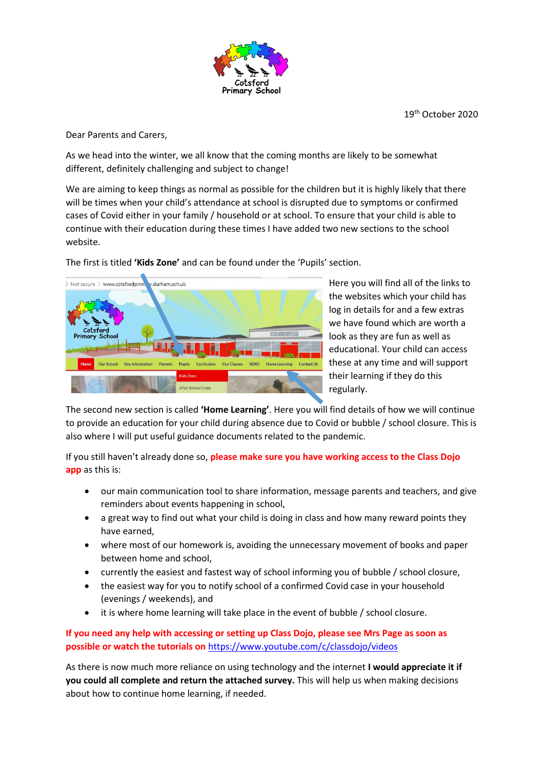Cotsford Primary School

19th October 2020

Dear Parents and Carers,

As we head into the winter, we all know that the coming months are likely to be somewhat different, definitely challenging and subject to change!

We are aiming to keep things as normal as possible for the children but it is highly likely that there will be times when your child's attendance at school is disrupted due to symptoms or confirmed cases of Covid either in your family / household or at school. To ensure that your child is able to continue with their education during these times I have added two new sections to the school website.

The first is titled **'Kids Zone'** and can be found under the 'Pupils' section.

Here you will find all of the links to the websites which your child has log in details for and a few extras we have found which are worth a look as they are fun as well as educational. Your child can access these at any time and will support their learning if they do this regularly.

The second new section is called **'Home Learning'**. Here you will find details of how we will continue to provide an education for your child during absence due to Covid or bubble / school closure. This is also where I will put useful guidance documents related to the pandemic.

If you still haven't already done so, **please make sure you have working access to the Class Dojo app** as this is:

- our main communication tool to share information, message parents and teachers, and give reminders about events happening in school,
- a great way to find out what your child is doing in class and how many reward points they have earned,
- where most of our homework is, avoiding the unnecessary movement of books and paper between home and school,
- currently the easiest and fastest way of school informing you of bubble / school closure,
- the easiest way for you to notify school of a confirmed Covid case in your household (evenings / weekends), and
- it is where home learning will take place in the event of bubble / school closure.

**If you need any help with accessing or setting up Class Dojo, please see Mrs Page as soon as possible or watch the tutorials on** https://www.youtube.com/c/classdojo/videos

As there is now much more reliance on using technology and the internet **I would appreciate it if you could all complete and return the attached survey.** This will help us when making decisions about how to continue home learning, if needed.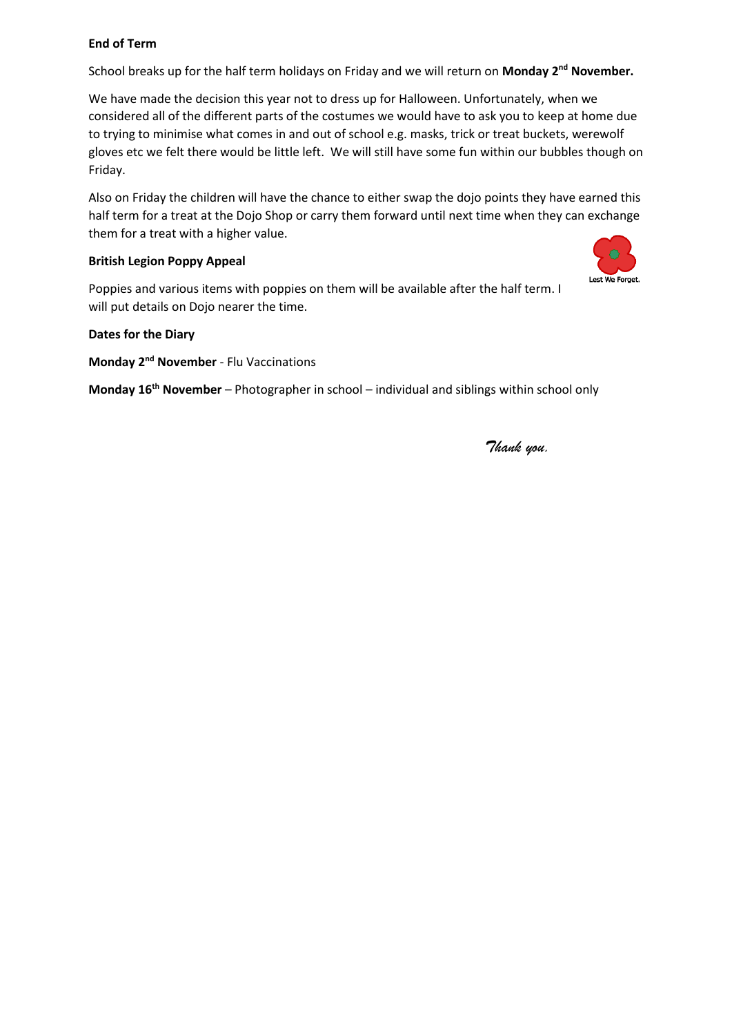**End of Term**

School breaks up for the half term holidays on Friday and we will return on **Monday 2nd November.**

We have made the decision this year not to dress up for Halloween. Unfortunately, when we considered all of the different parts of the costumes we would have to ask you to keep at home due to trying to minimise what comes in and out of school e.g. masks, trick or treat buckets, werewolf gloves etc we felt there would be little left. We will still have some fun within our bubbles though on Friday.

Also on Friday the children will have the chance to either swap the dojo points they have earned this half term for a treat at the Dojo Shop or carry them forward until next time when they can exchange them for a treat with a higher value.

**British Legion Poppy Appeal**

Lest We Forget.

Poppies and various items with poppies on them will be available after the half term. I will put details on Dojo nearer the time.

**Dates for the Diary**

**Monday 2nd November** - Flu Vaccinations

**Monday 16th November** – Photographer in school – individual and siblings within school only

*Thank you.*